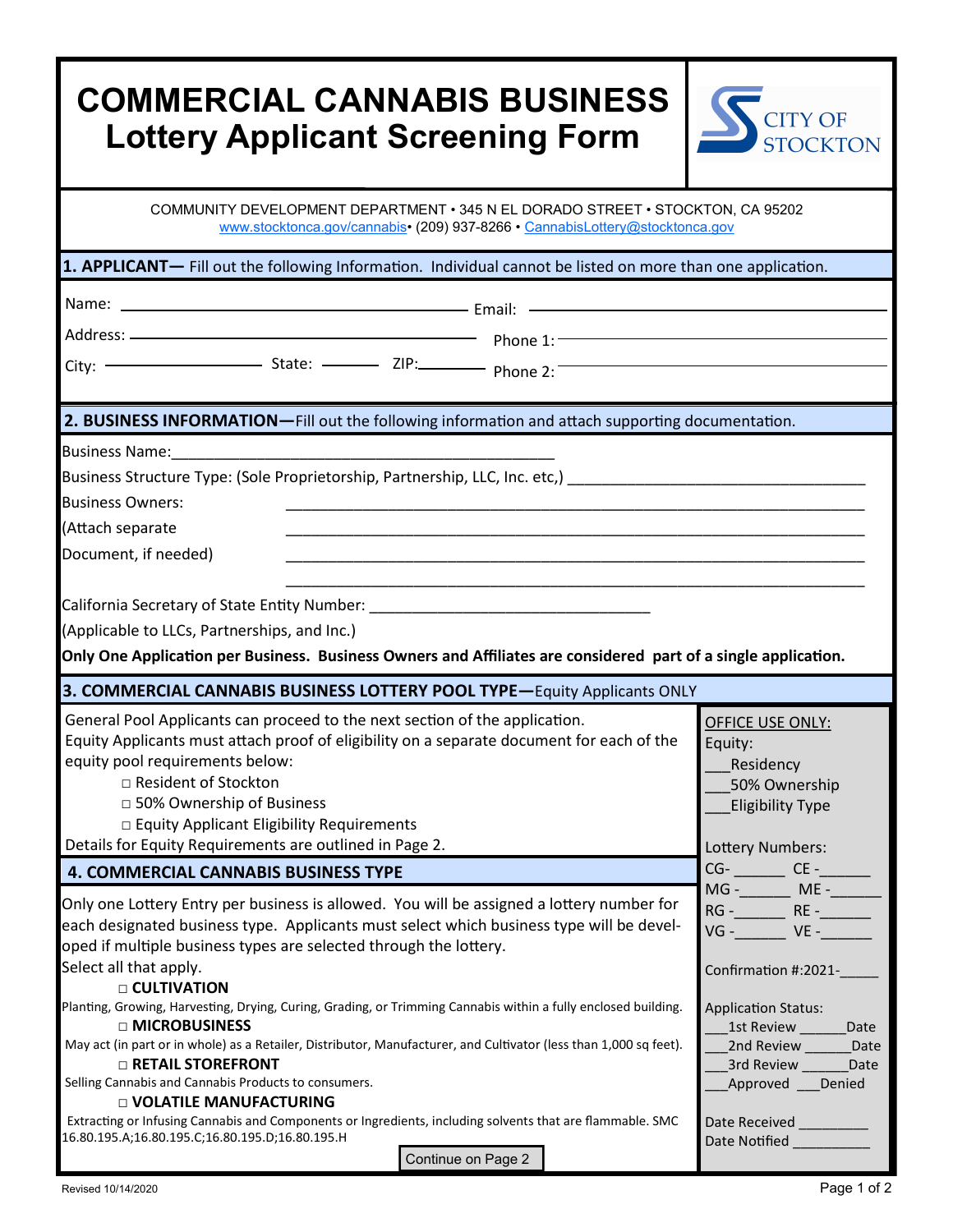# COMMERCIAL CANNABIS BUSINESS
## Lottery Applicant Screening Form

CITY OF STOCKTON

COMMUNITY DEVELOPMENT DEPARTMENT • 345 N EL DORADO STREET • STOCKTON, CA 95202
www.stocktonca.gov/cannabis• (209) 937-8266 • CannabisLottery@stocktonca.gov

### 1. APPLICANT— Fill out the following Information. Individual cannot be listed on more than one application.

Name: ______________________ Email: ______________________

Address: ______________________ Phone 1: ______________________

City: __________ State: ______ ZIP: ______ Phone 2: ______________________

### 2. BUSINESS INFORMATION—Fill out the following information and attach supporting documentation.

Business Name: ______________________________________________

Business Structure Type: (Sole Proprietorship, Partnership, LLC, Inc. etc,) ______________________

Business Owners:
(Attach separate
Document, if needed)

______________________________________________

______________________________________________

______________________________________________

______________________________________________

California Secretary of State Entity Number: ______________________
(Applicable to LLCs, Partnerships, and Inc.)

**Only One Application per Business. Business Owners and Affiliates are considered part of a single application.**

### 3. COMMERCIAL CANNABIS BUSINESS LOTTERY POOL TYPE—Equity Applicants ONLY

General Pool Applicants can proceed to the next section of the application.
Equity Applicants must attach proof of eligibility on a separate document for each of the equity pool requirements below:

- □ Resident of Stockton
- □ 50% Ownership of Business
- □ Equity Applicant Eligibility Requirements

Details for Equity Requirements are outlined in Page 2.

### 4. COMMERCIAL CANNABIS BUSINESS TYPE

Only one Lottery Entry per business is allowed. You will be assigned a lottery number for each designated business type. Applicants must select which business type will be developed if multiple business types are selected through the lottery.
Select all that apply.

**□ CULTIVATION**
Planting, Growing, Harvesting, Drying, Curing, Grading, or Trimming Cannabis within a fully enclosed building.

**□ MICROBUSINESS**
May act (in part or in whole) as a Retailer, Distributor, Manufacturer, and Cultivator (less than 1,000 sq feet).

**□ RETAIL STOREFRONT**
Selling Cannabis and Cannabis Products to consumers.

**□ VOLATILE MANUFACTURING**
Extracting or Infusing Cannabis and Components or Ingredients, including solvents that are flammable. SMC 16.80.195.A;16.80.195.C;16.80.195.D;16.80.195.H

Continue on Page 2

**OFFICE USE ONLY:**

Equity:
___Residency
___50% Ownership
___Eligibility Type

Lottery Numbers:
CG- ______ CE -______
MG -______ ME -______
RG -______ RE -______
VG -______ VE -______

Confirmation #:2021-_____

Application Status:
___1st Review ______Date
___2nd Review ______Date
___3rd Review ______Date
___Approved ___Denied

Date Received _________
Date Notified __________

Revised 10/14/2020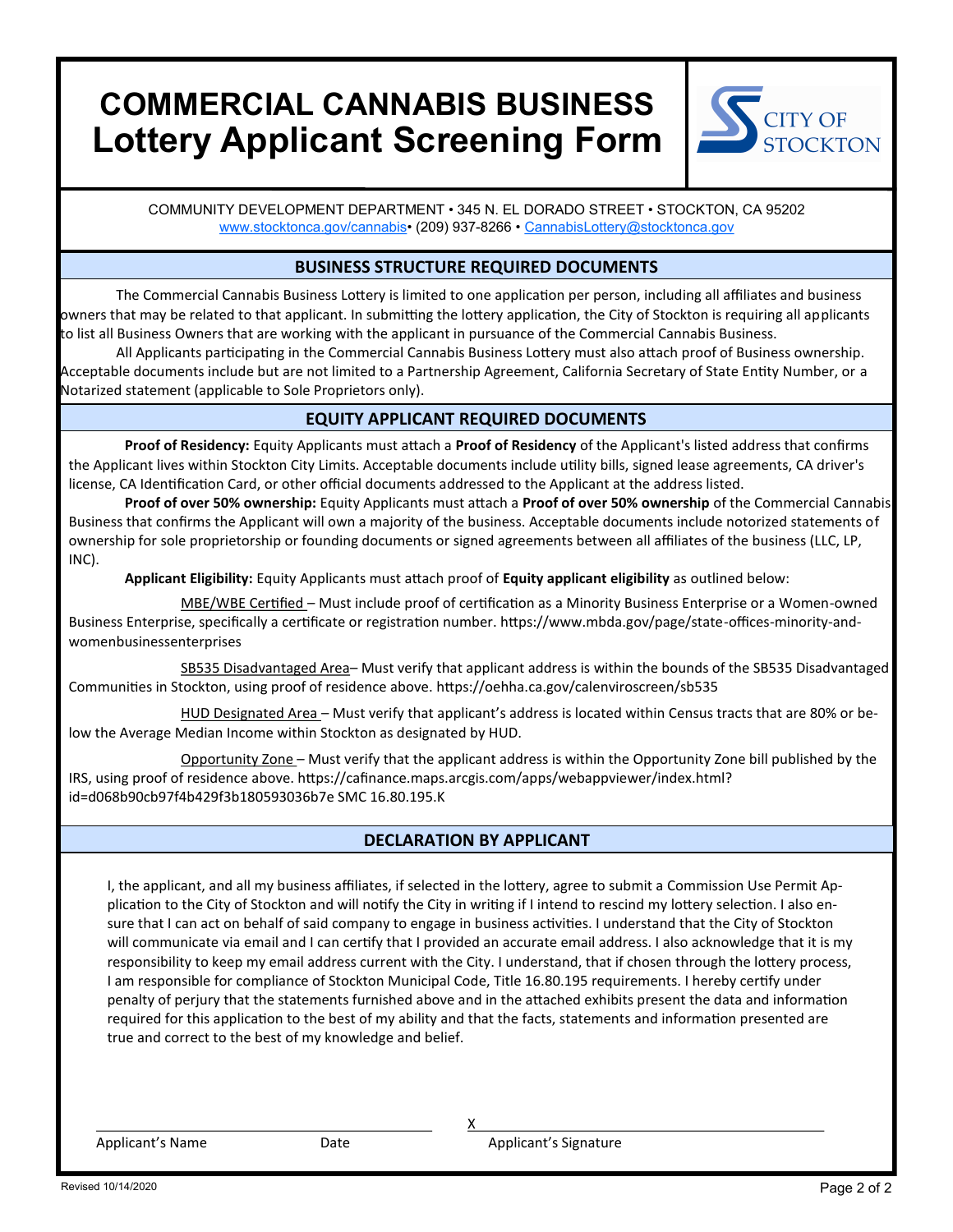# COMMERCIAL CANNABIS BUSINESS
# Lottery Applicant Screening Form

CITY OF STOCKTON

COMMUNITY DEVELOPMENT DEPARTMENT • 345 N. EL DORADO STREET • STOCKTON, CA 95202
www.stocktonca.gov/cannabis• (209) 937-8266 • CannabisLottery@stocktonca.gov

## BUSINESS STRUCTURE REQUIRED DOCUMENTS

The Commercial Cannabis Business Lottery is limited to one application per person, including all affiliates and business owners that may be related to that applicant. In submitting the lottery application, the City of Stockton is requiring all applicants to list all Business Owners that are working with the applicant in pursuance of the Commercial Cannabis Business.

All Applicants participating in the Commercial Cannabis Business Lottery must also attach proof of Business ownership. Acceptable documents include but are not limited to a Partnership Agreement, California Secretary of State Entity Number, or a Notarized statement (applicable to Sole Proprietors only).

## EQUITY APPLICANT REQUIRED DOCUMENTS

**Proof of Residency:** Equity Applicants must attach a **Proof of Residency** of the Applicant's listed address that confirms the Applicant lives within Stockton City Limits. Acceptable documents include utility bills, signed lease agreements, CA driver's license, CA Identification Card, or other official documents addressed to the Applicant at the address listed.

**Proof of over 50% ownership:** Equity Applicants must attach a **Proof of over 50% ownership** of the Commercial Cannabis Business that confirms the Applicant will own a majority of the business. Acceptable documents include notorized statements of ownership for sole proprietorship or founding documents or signed agreements between all affiliates of the business (LLC, LP, INC).

**Applicant Eligibility:** Equity Applicants must attach proof of **Equity applicant eligibility** as outlined below:

MBE/WBE Certified – Must include proof of certification as a Minority Business Enterprise or a Women-owned Business Enterprise, specifically a certificate or registration number. https://www.mbda.gov/page/state-offices-minority-and-womenbusinessenterprises

SB535 Disadvantaged Area– Must verify that applicant address is within the bounds of the SB535 Disadvantaged Communities in Stockton, using proof of residence above. https://oehha.ca.gov/calenviroscreen/sb535

HUD Designated Area – Must verify that applicant's address is located within Census tracts that are 80% or below the Average Median Income within Stockton as designated by HUD.

Opportunity Zone – Must verify that the applicant address is within the Opportunity Zone bill published by the IRS, using proof of residence above. https://cafinance.maps.arcgis.com/apps/webappviewer/index.html?id=d068b90cb97f4b429f3b180593036b7e SMC 16.80.195.K

## DECLARATION BY APPLICANT

I, the applicant, and all my business affiliates, if selected in the lottery, agree to submit a Commission Use Permit Application to the City of Stockton and will notify the City in writing if I intend to rescind my lottery selection. I also ensure that I can act on behalf of said company to engage in business activities. I understand that the City of Stockton will communicate via email and I can certify that I provided an accurate email address. I also acknowledge that it is my responsibility to keep my email address current with the City. I understand, that if chosen through the lottery process, I am responsible for compliance of Stockton Municipal Code, Title 16.80.195 requirements. I hereby certify under penalty of perjury that the statements furnished above and in the attached exhibits present the data and information required for this application to the best of my ability and that the facts, statements and information presented are true and correct to the best of my knowledge and belief.

_______________________________________ X _______________________________________

Applicant's Name Date Applicant's Signature

Revised 10/14/2020